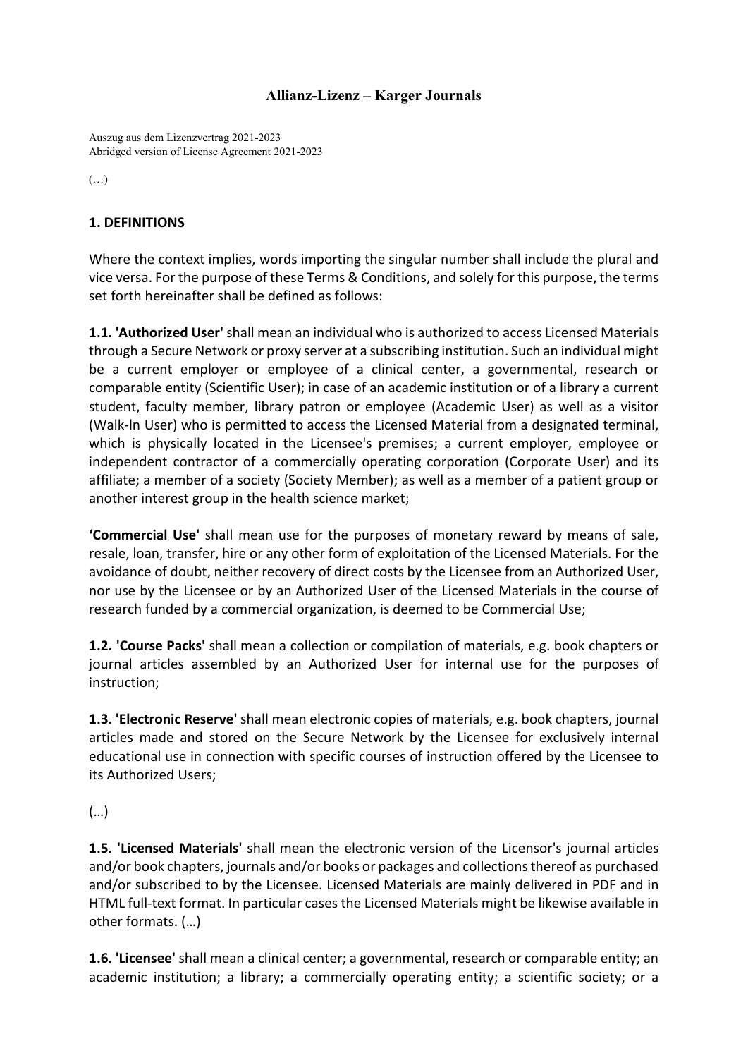# Allianz-Lizenz – Karger Journals

Auszug aus dem Lizenzvertrag 2021-2023
Abridged version of License Agreement 2021-2023

(…)

## 1. DEFINITIONS

Where the context implies, words importing the singular number shall include the plural and vice versa. For the purpose of these Terms & Conditions, and solely for this purpose, the terms set forth hereinafter shall be defined as follows:

**1.1. 'Authorized User'** shall mean an individual who is authorized to access Licensed Materials through a Secure Network or proxy server at a subscribing institution. Such an individual might be a current employer or employee of a clinical center, a governmental, research or comparable entity (Scientific User); in case of an academic institution or of a library a current student, faculty member, library patron or employee (Academic User) as well as a visitor (Walk-ln User) who is permitted to access the Licensed Material from a designated terminal, which is physically located in the Licensee's premises; a current employer, employee or independent contractor of a commercially operating corporation (Corporate User) and its affiliate; a member of a society (Society Member); as well as a member of a patient group or another interest group in the health science market;

**'Commercial Use'** shall mean use for the purposes of monetary reward by means of sale, resale, loan, transfer, hire or any other form of exploitation of the Licensed Materials. For the avoidance of doubt, neither recovery of direct costs by the Licensee from an Authorized User, nor use by the Licensee or by an Authorized User of the Licensed Materials in the course of research funded by a commercial organization, is deemed to be Commercial Use;

**1.2. 'Course Packs'** shall mean a collection or compilation of materials, e.g. book chapters or journal articles assembled by an Authorized User for internal use for the purposes of instruction;

**1.3. 'Electronic Reserve'** shall mean electronic copies of materials, e.g. book chapters, journal articles made and stored on the Secure Network by the Licensee for exclusively internal educational use in connection with specific courses of instruction offered by the Licensee to its Authorized Users;

(…)

**1.5. 'Licensed Materials'** shall mean the electronic version of the Licensor's journal articles and/or book chapters, journals and/or books or packages and collections thereof as purchased and/or subscribed to by the Licensee. Licensed Materials are mainly delivered in PDF and in HTML full-text format. In particular cases the Licensed Materials might be likewise available in other formats. (…)

**1.6. 'Licensee'** shall mean a clinical center; a governmental, research or comparable entity; an academic institution; a library; a commercially operating entity; a scientific society; or a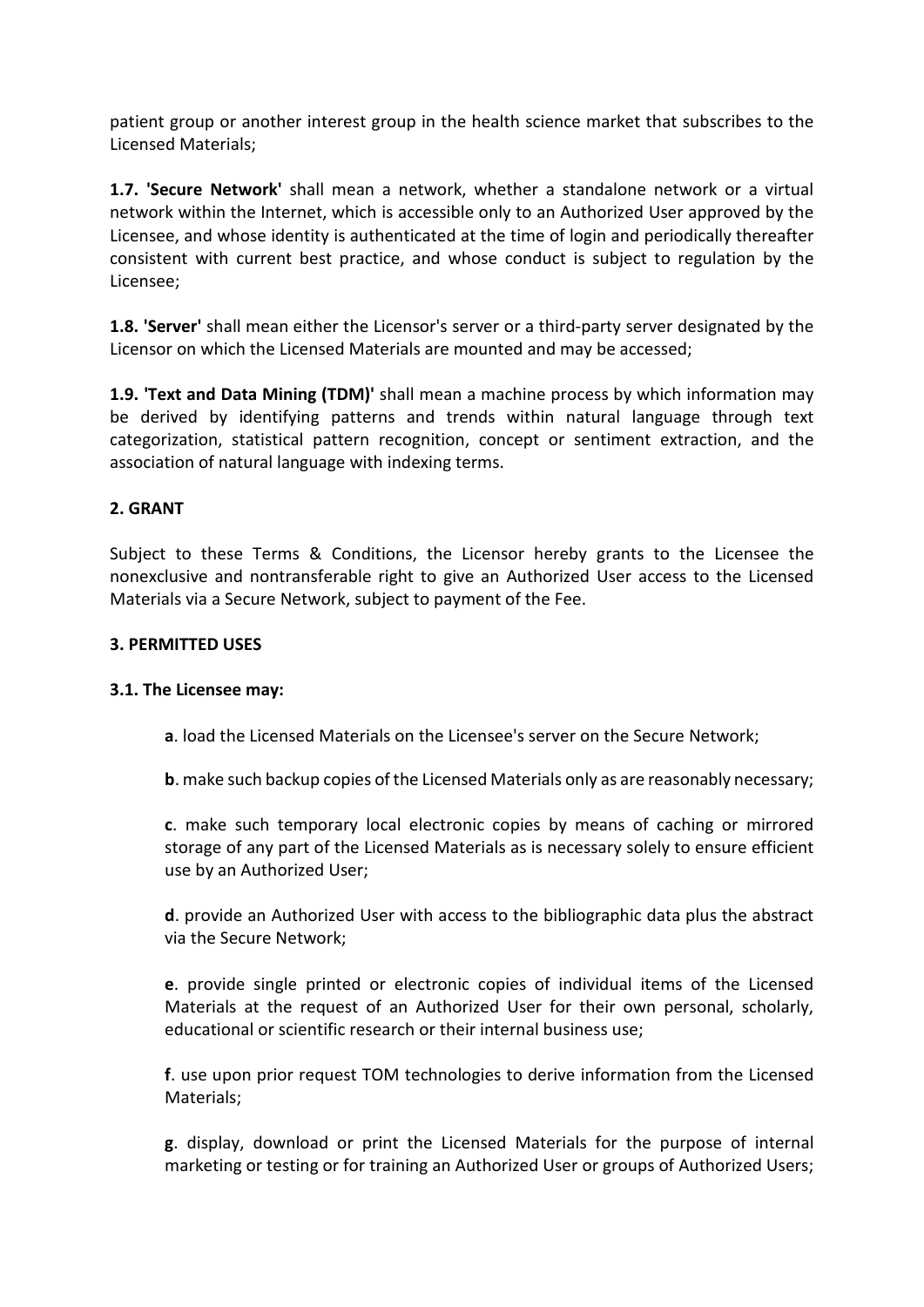patient group or another interest group in the health science market that subscribes to the Licensed Materials;

**1.7. 'Secure Network'** shall mean a network, whether a standalone network or a virtual network within the Internet, which is accessible only to an Authorized User approved by the Licensee, and whose identity is authenticated at the time of login and periodically thereafter consistent with current best practice, and whose conduct is subject to regulation by the Licensee;

**1.8. 'Server'** shall mean either the Licensor's server or a third-party server designated by the Licensor on which the Licensed Materials are mounted and may be accessed;

**1.9. 'Text and Data Mining (TDM)'** shall mean a machine process by which information may be derived by identifying patterns and trends within natural language through text categorization, statistical pattern recognition, concept or sentiment extraction, and the association of natural language with indexing terms.

**2. GRANT**

Subject to these Terms & Conditions, the Licensor hereby grants to the Licensee the nonexclusive and nontransferable right to give an Authorized User access to the Licensed Materials via a Secure Network, subject to payment of the Fee.

**3. PERMITTED USES**

**3.1. The Licensee may:**

**a**. load the Licensed Materials on the Licensee's server on the Secure Network;

**b**. make such backup copies of the Licensed Materials only as are reasonably necessary;

**c**. make such temporary local electronic copies by means of caching or mirrored storage of any part of the Licensed Materials as is necessary solely to ensure efficient use by an Authorized User;

**d**. provide an Authorized User with access to the bibliographic data plus the abstract via the Secure Network;

**e**. provide single printed or electronic copies of individual items of the Licensed Materials at the request of an Authorized User for their own personal, scholarly, educational or scientific research or their internal business use;

**f**. use upon prior request TOM technologies to derive information from the Licensed Materials;

**g**. display, download or print the Licensed Materials for the purpose of internal marketing or testing or for training an Authorized User or groups of Authorized Users;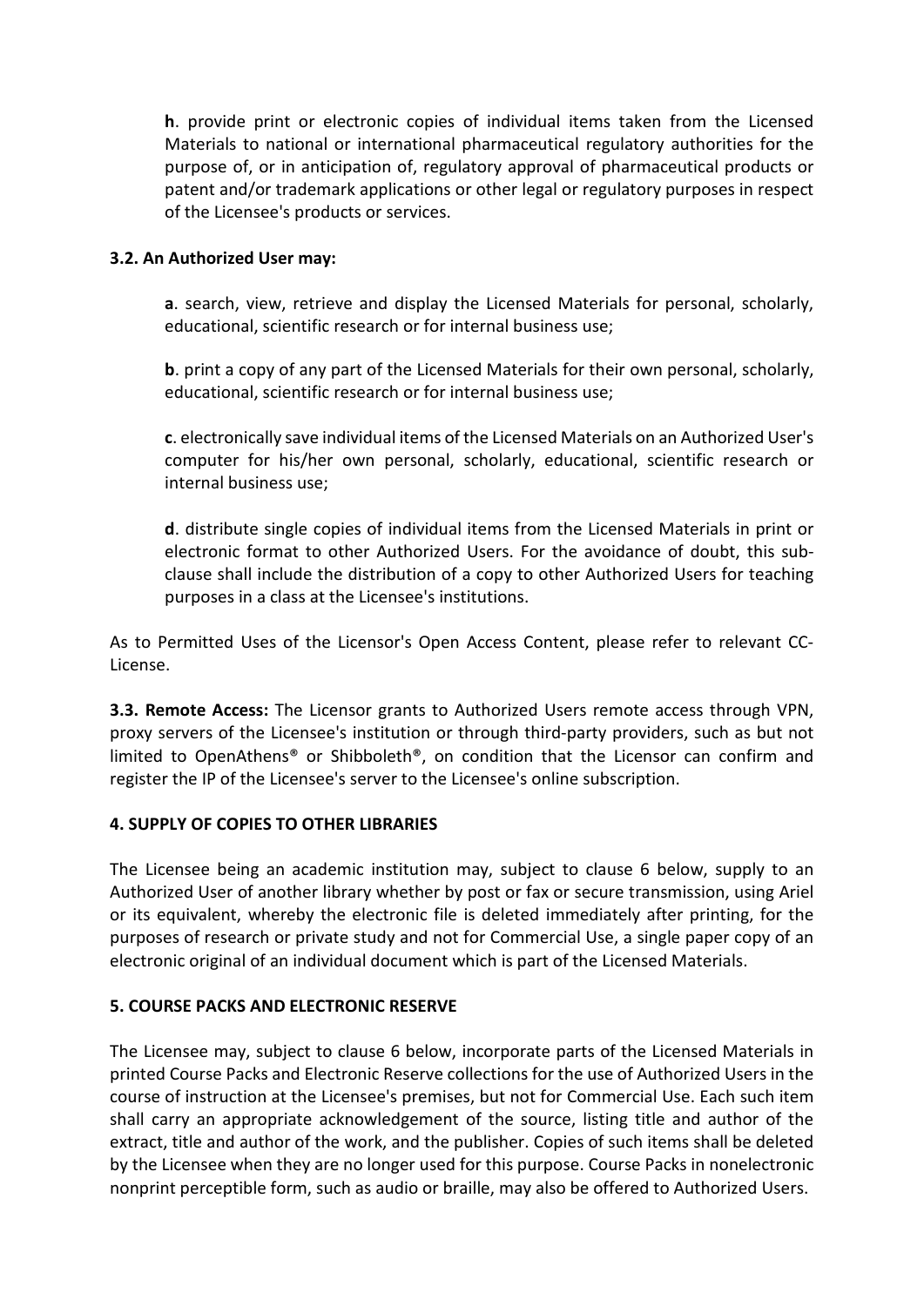**h**. provide print or electronic copies of individual items taken from the Licensed Materials to national or international pharmaceutical regulatory authorities for the purpose of, or in anticipation of, regulatory approval of pharmaceutical products or patent and/or trademark applications or other legal or regulatory purposes in respect of the Licensee's products or services.

**3.2. An Authorized User may:**

**a**. search, view, retrieve and display the Licensed Materials for personal, scholarly, educational, scientific research or for internal business use;

**b**. print a copy of any part of the Licensed Materials for their own personal, scholarly, educational, scientific research or for internal business use;

**c**. electronically save individual items of the Licensed Materials on an Authorized User's computer for his/her own personal, scholarly, educational, scientific research or internal business use;

**d**. distribute single copies of individual items from the Licensed Materials in print or electronic format to other Authorized Users. For the avoidance of doubt, this sub-clause shall include the distribution of a copy to other Authorized Users for teaching purposes in a class at the Licensee's institutions.

As to Permitted Uses of the Licensor's Open Access Content, please refer to relevant CC-License.

**3.3. Remote Access:** The Licensor grants to Authorized Users remote access through VPN, proxy servers of the Licensee's institution or through third-party providers, such as but not limited to OpenAthens® or Shibboleth®, on condition that the Licensor can confirm and register the IP of the Licensee's server to the Licensee's online subscription.

**4. SUPPLY OF COPIES TO OTHER LIBRARIES**

The Licensee being an academic institution may, subject to clause 6 below, supply to an Authorized User of another library whether by post or fax or secure transmission, using Ariel or its equivalent, whereby the electronic file is deleted immediately after printing, for the purposes of research or private study and not for Commercial Use, a single paper copy of an electronic original of an individual document which is part of the Licensed Materials.

**5. COURSE PACKS AND ELECTRONIC RESERVE**

The Licensee may, subject to clause 6 below, incorporate parts of the Licensed Materials in printed Course Packs and Electronic Reserve collections for the use of Authorized Users in the course of instruction at the Licensee's premises, but not for Commercial Use. Each such item shall carry an appropriate acknowledgement of the source, listing title and author of the extract, title and author of the work, and the publisher. Copies of such items shall be deleted by the Licensee when they are no longer used for this purpose. Course Packs in nonelectronic nonprint perceptible form, such as audio or braille, may also be offered to Authorized Users.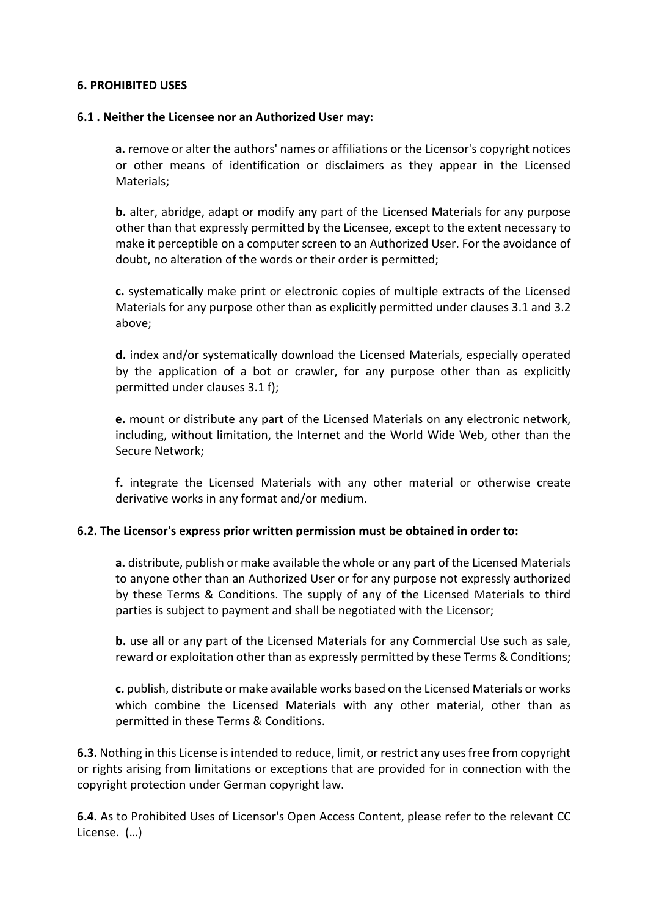## 6. PROHIBITED USES

**6.1 . Neither the Licensee nor an Authorized User may:**

**a.** remove or alter the authors' names or affiliations or the Licensor's copyright notices or other means of identification or disclaimers as they appear in the Licensed Materials;

**b.** alter, abridge, adapt or modify any part of the Licensed Materials for any purpose other than that expressly permitted by the Licensee, except to the extent necessary to make it perceptible on a computer screen to an Authorized User. For the avoidance of doubt, no alteration of the words or their order is permitted;

**c.** systematically make print or electronic copies of multiple extracts of the Licensed Materials for any purpose other than as explicitly permitted under clauses 3.1 and 3.2 above;

**d.** index and/or systematically download the Licensed Materials, especially operated by the application of a bot or crawler, for any purpose other than as explicitly permitted under clauses 3.1 f);

**e.** mount or distribute any part of the Licensed Materials on any electronic network, including, without limitation, the Internet and the World Wide Web, other than the Secure Network;

**f.** integrate the Licensed Materials with any other material or otherwise create derivative works in any format and/or medium.

**6.2. The Licensor's express prior written permission must be obtained in order to:**

**a.** distribute, publish or make available the whole or any part of the Licensed Materials to anyone other than an Authorized User or for any purpose not expressly authorized by these Terms & Conditions. The supply of any of the Licensed Materials to third parties is subject to payment and shall be negotiated with the Licensor;

**b.** use all or any part of the Licensed Materials for any Commercial Use such as sale, reward or exploitation other than as expressly permitted by these Terms & Conditions;

**c.** publish, distribute or make available works based on the Licensed Materials or works which combine the Licensed Materials with any other material, other than as permitted in these Terms & Conditions.

**6.3.** Nothing in this License is intended to reduce, limit, or restrict any uses free from copyright or rights arising from limitations or exceptions that are provided for in connection with the copyright protection under German copyright law.

**6.4.** As to Prohibited Uses of Licensor's Open Access Content, please refer to the relevant CC License. (…)